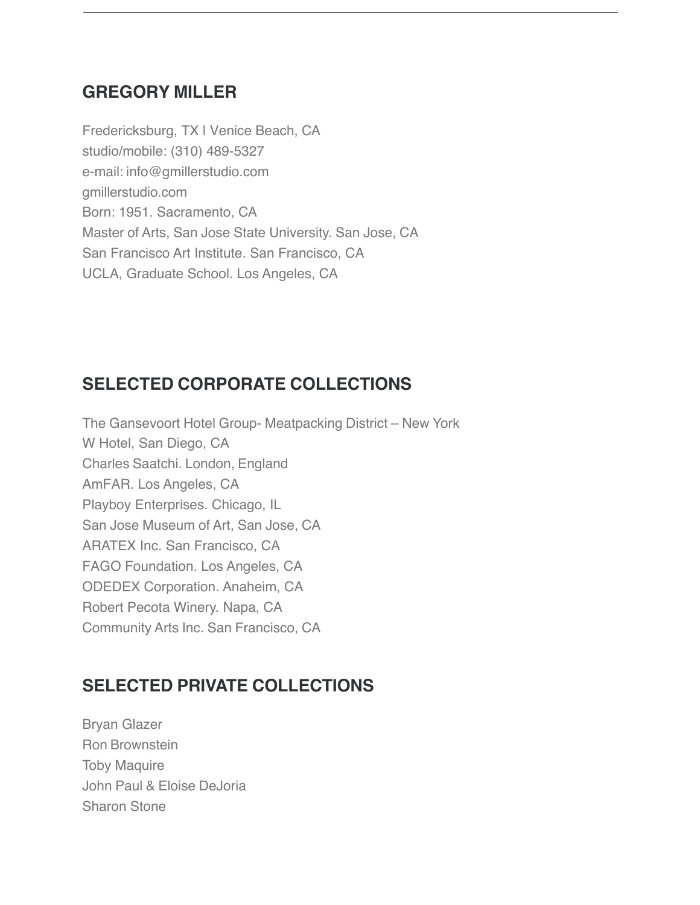## GREGORY MILLER

Fredericksburg, TX I Venice Beach, CA
studio/mobile: (310) 489-5327
e-mail: info@gmillerstudio.com
gmillerstudio.com
Born: 1951. Sacramento, CA
Master of Arts, San Jose State University. San Jose, CA
San Francisco Art Institute. San Francisco, CA
UCLA, Graduate School. Los Angeles, CA

## SELECTED CORPORATE COLLECTIONS

The Gansevoort Hotel Group- Meatpacking District – New York
W Hotel, San Diego, CA
Charles Saatchi. London, England
AmFAR. Los Angeles, CA
Playboy Enterprises. Chicago, IL
San Jose Museum of Art, San Jose, CA
ARATEX Inc. San Francisco, CA
FAGO Foundation. Los Angeles, CA
ODEDEX Corporation. Anaheim, CA
Robert Pecota Winery. Napa, CA
Community Arts Inc. San Francisco, CA

## SELECTED PRIVATE COLLECTIONS

Bryan Glazer
Ron Brownstein
Toby Maquire
John Paul & Eloise DeJoria
Sharon Stone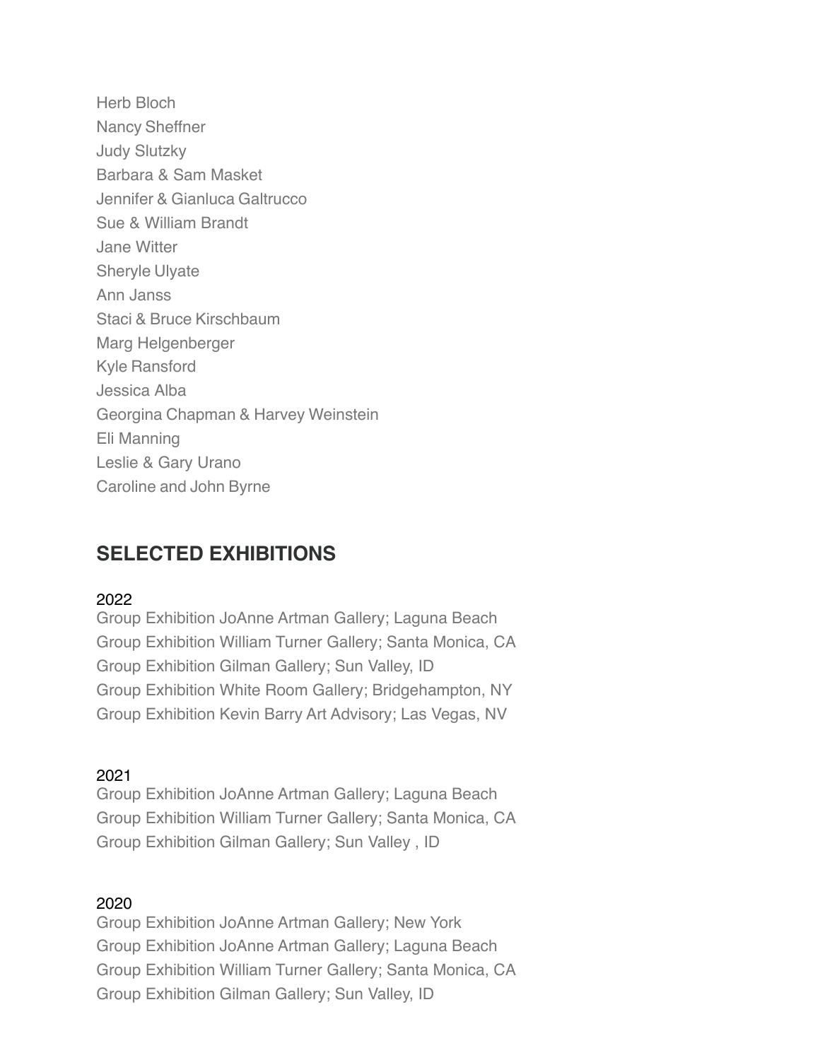Herb Bloch
Nancy Sheffner
Judy Slutzky
Barbara & Sam Masket
Jennifer & Gianluca Galtrucco
Sue & William Brandt
Jane Witter
Sheryle Ulyate
Ann Janss
Staci & Bruce Kirschbaum
Marg Helgenberger
Kyle Ransford
Jessica Alba
Georgina Chapman & Harvey Weinstein
Eli Manning
Leslie & Gary Urano
Caroline and John Byrne

## SELECTED EXHIBITIONS

2022
Group Exhibition JoAnne Artman Gallery; Laguna Beach
Group Exhibition William Turner Gallery; Santa Monica, CA
Group Exhibition Gilman Gallery; Sun Valley, ID
Group Exhibition White Room Gallery; Bridgehampton, NY
Group Exhibition Kevin Barry Art Advisory; Las Vegas, NV

2021
Group Exhibition JoAnne Artman Gallery; Laguna Beach
Group Exhibition William Turner Gallery; Santa Monica, CA
Group Exhibition Gilman Gallery; Sun Valley , ID

2020
Group Exhibition JoAnne Artman Gallery; New York
Group Exhibition JoAnne Artman Gallery; Laguna Beach
Group Exhibition William Turner Gallery; Santa Monica, CA
Group Exhibition Gilman Gallery; Sun Valley, ID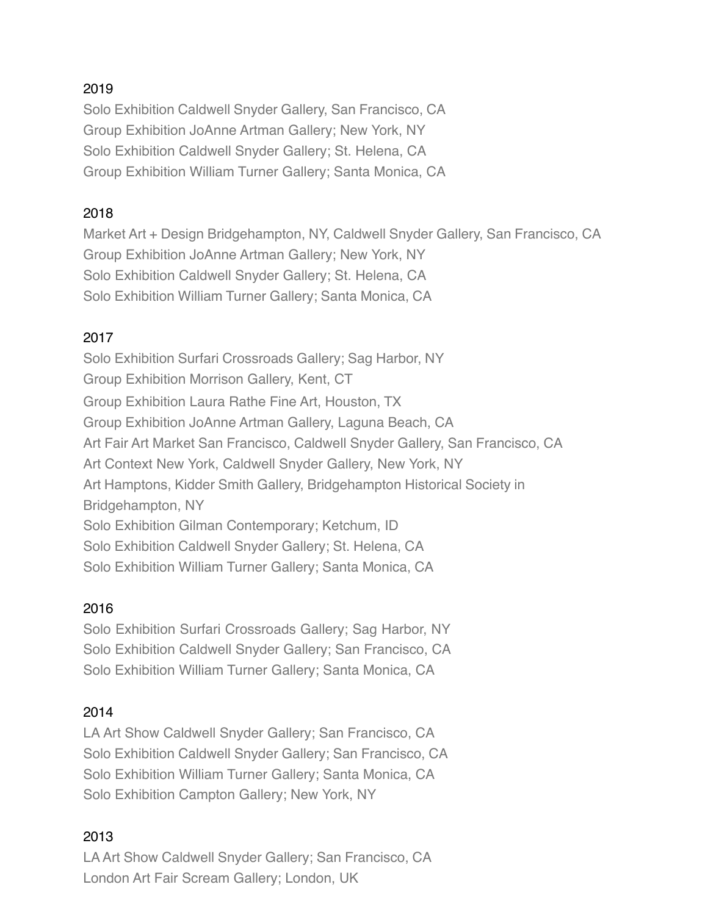2019

Solo Exhibition Caldwell Snyder Gallery, San Francisco, CA
Group Exhibition JoAnne Artman Gallery; New York, NY
Solo Exhibition Caldwell Snyder Gallery; St. Helena, CA
Group Exhibition William Turner Gallery; Santa Monica, CA

2018

Market Art + Design Bridgehampton, NY, Caldwell Snyder Gallery, San Francisco, CA
Group Exhibition JoAnne Artman Gallery; New York, NY
Solo Exhibition Caldwell Snyder Gallery; St. Helena, CA
Solo Exhibition William Turner Gallery; Santa Monica, CA

2017

Solo Exhibition Surfari Crossroads Gallery; Sag Harbor, NY
Group Exhibition Morrison Gallery, Kent, CT
Group Exhibition Laura Rathe Fine Art, Houston, TX
Group Exhibition JoAnne Artman Gallery, Laguna Beach, CA
Art Fair Art Market San Francisco, Caldwell Snyder Gallery, San Francisco, CA
Art Context New York, Caldwell Snyder Gallery, New York, NY
Art Hamptons, Kidder Smith Gallery, Bridgehampton Historical Society in Bridgehampton, NY
Solo Exhibition Gilman Contemporary; Ketchum, ID
Solo Exhibition Caldwell Snyder Gallery; St. Helena, CA
Solo Exhibition William Turner Gallery; Santa Monica, CA

2016

Solo Exhibition Surfari Crossroads Gallery; Sag Harbor, NY
Solo Exhibition Caldwell Snyder Gallery; San Francisco, CA
Solo Exhibition William Turner Gallery; Santa Monica, CA

2014

LA Art Show Caldwell Snyder Gallery; San Francisco, CA
Solo Exhibition Caldwell Snyder Gallery; San Francisco, CA
Solo Exhibition William Turner Gallery; Santa Monica, CA
Solo Exhibition Campton Gallery; New York, NY

2013

LA Art Show Caldwell Snyder Gallery; San Francisco, CA
London Art Fair Scream Gallery; London, UK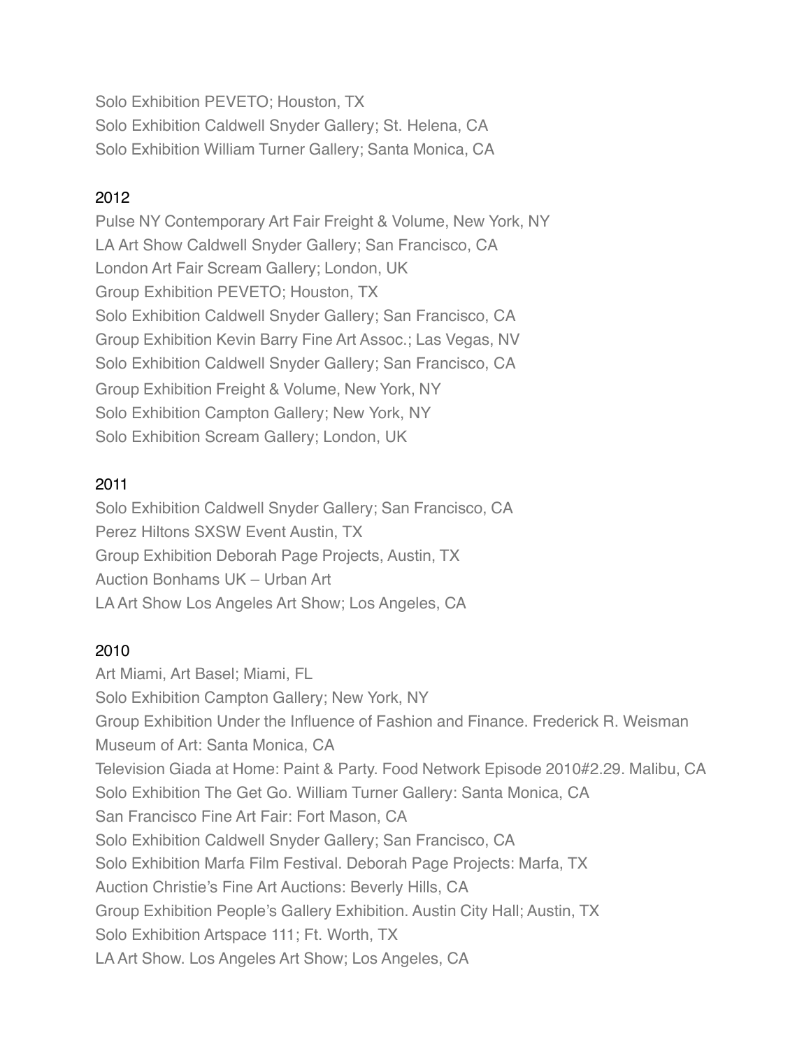Solo Exhibition PEVETO; Houston, TX
Solo Exhibition Caldwell Snyder Gallery; St. Helena, CA
Solo Exhibition William Turner Gallery; Santa Monica, CA

2012
Pulse NY Contemporary Art Fair Freight & Volume, New York, NY
LA Art Show Caldwell Snyder Gallery; San Francisco, CA
London Art Fair Scream Gallery; London, UK
Group Exhibition PEVETO; Houston, TX
Solo Exhibition Caldwell Snyder Gallery; San Francisco, CA
Group Exhibition Kevin Barry Fine Art Assoc.; Las Vegas, NV
Solo Exhibition Caldwell Snyder Gallery; San Francisco, CA
Group Exhibition Freight & Volume, New York, NY
Solo Exhibition Campton Gallery; New York, NY
Solo Exhibition Scream Gallery; London, UK

2011
Solo Exhibition Caldwell Snyder Gallery; San Francisco, CA
Perez Hiltons SXSW Event Austin, TX
Group Exhibition Deborah Page Projects, Austin, TX
Auction Bonhams UK – Urban Art
LA Art Show Los Angeles Art Show; Los Angeles, CA

2010
Art Miami, Art Basel; Miami, FL
Solo Exhibition Campton Gallery; New York, NY
Group Exhibition Under the Influence of Fashion and Finance. Frederick R. Weisman Museum of Art: Santa Monica, CA
Television Giada at Home: Paint & Party. Food Network Episode 2010#2.29. Malibu, CA
Solo Exhibition The Get Go. William Turner Gallery: Santa Monica, CA
San Francisco Fine Art Fair: Fort Mason, CA
Solo Exhibition Caldwell Snyder Gallery; San Francisco, CA
Solo Exhibition Marfa Film Festival. Deborah Page Projects: Marfa, TX
Auction Christie's Fine Art Auctions: Beverly Hills, CA
Group Exhibition People's Gallery Exhibition. Austin City Hall; Austin, TX
Solo Exhibition Artspace 111; Ft. Worth, TX
LA Art Show. Los Angeles Art Show; Los Angeles, CA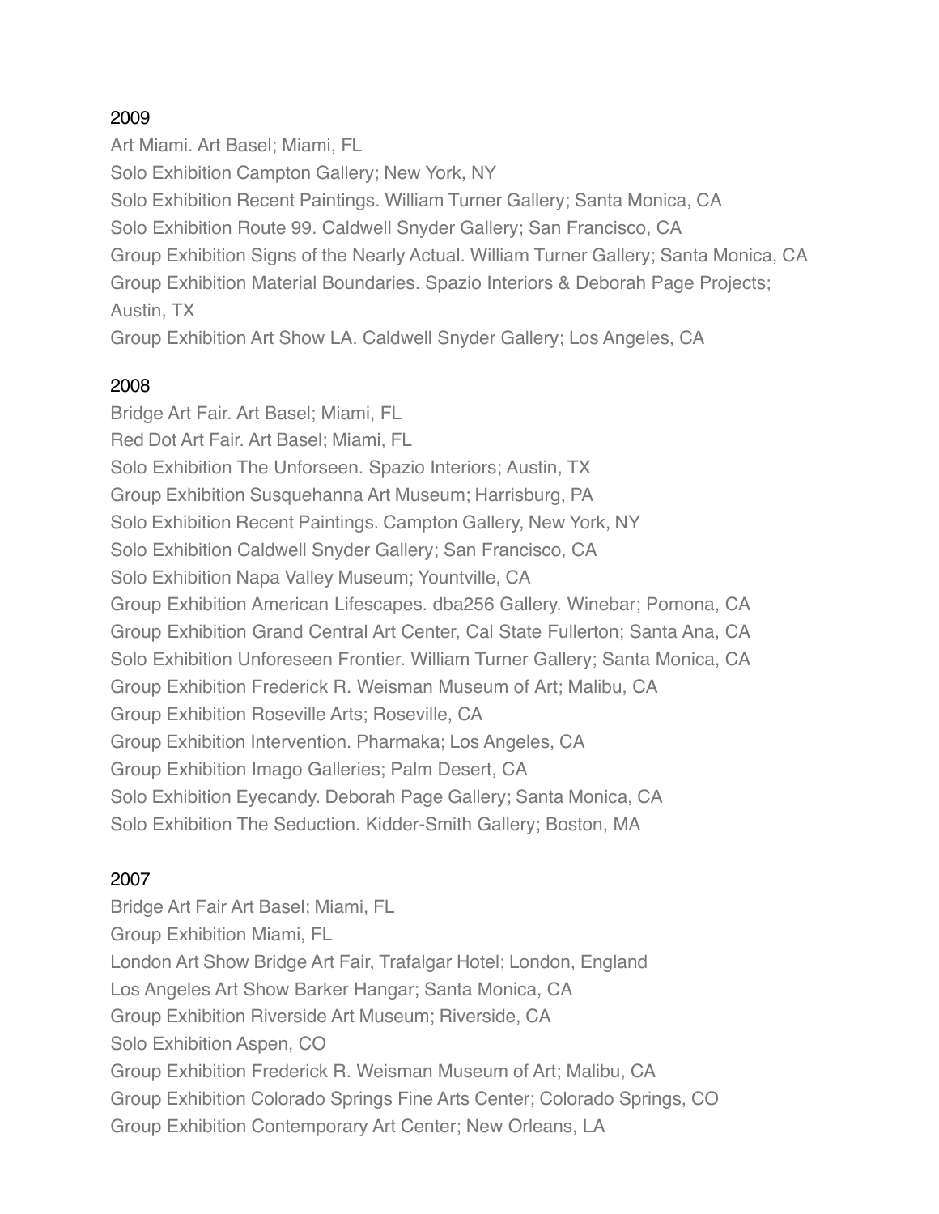2009

Art Miami. Art Basel; Miami, FL
Solo Exhibition Campton Gallery; New York, NY
Solo Exhibition Recent Paintings. William Turner Gallery; Santa Monica, CA
Solo Exhibition Route 99. Caldwell Snyder Gallery; San Francisco, CA
Group Exhibition Signs of the Nearly Actual. William Turner Gallery; Santa Monica, CA
Group Exhibition Material Boundaries. Spazio Interiors & Deborah Page Projects; Austin, TX
Group Exhibition Art Show LA. Caldwell Snyder Gallery; Los Angeles, CA

2008

Bridge Art Fair. Art Basel; Miami, FL
Red Dot Art Fair. Art Basel; Miami, FL
Solo Exhibition The Unforseen. Spazio Interiors; Austin, TX
Group Exhibition Susquehanna Art Museum; Harrisburg, PA
Solo Exhibition Recent Paintings. Campton Gallery, New York, NY
Solo Exhibition Caldwell Snyder Gallery; San Francisco, CA
Solo Exhibition Napa Valley Museum; Yountville, CA
Group Exhibition American Lifescapes. dba256 Gallery. Winebar; Pomona, CA
Group Exhibition Grand Central Art Center, Cal State Fullerton; Santa Ana, CA
Solo Exhibition Unforeseen Frontier. William Turner Gallery; Santa Monica, CA
Group Exhibition Frederick R. Weisman Museum of Art; Malibu, CA
Group Exhibition Roseville Arts; Roseville, CA
Group Exhibition Intervention. Pharmaka; Los Angeles, CA
Group Exhibition Imago Galleries; Palm Desert, CA
Solo Exhibition Eyecandy. Deborah Page Gallery; Santa Monica, CA
Solo Exhibition The Seduction. Kidder-Smith Gallery; Boston, MA

2007

Bridge Art Fair Art Basel; Miami, FL
Group Exhibition Miami, FL
London Art Show Bridge Art Fair, Trafalgar Hotel; London, England
Los Angeles Art Show Barker Hangar; Santa Monica, CA
Group Exhibition Riverside Art Museum; Riverside, CA
Solo Exhibition Aspen, CO
Group Exhibition Frederick R. Weisman Museum of Art; Malibu, CA
Group Exhibition Colorado Springs Fine Arts Center; Colorado Springs, CO
Group Exhibition Contemporary Art Center; New Orleans, LA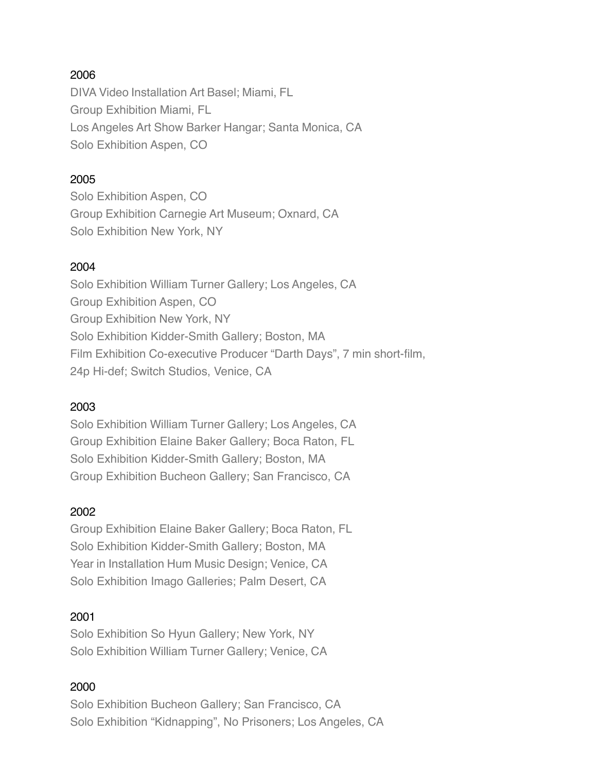2006

DIVA Video Installation Art Basel; Miami, FL
Group Exhibition Miami, FL
Los Angeles Art Show Barker Hangar; Santa Monica, CA
Solo Exhibition Aspen, CO

2005

Solo Exhibition Aspen, CO
Group Exhibition Carnegie Art Museum; Oxnard, CA
Solo Exhibition New York, NY

2004

Solo Exhibition William Turner Gallery; Los Angeles, CA
Group Exhibition Aspen, CO
Group Exhibition New York, NY
Solo Exhibition Kidder-Smith Gallery; Boston, MA
Film Exhibition Co-executive Producer "Darth Days", 7 min short-film,
24p Hi-def; Switch Studios, Venice, CA

2003

Solo Exhibition William Turner Gallery; Los Angeles, CA
Group Exhibition Elaine Baker Gallery; Boca Raton, FL
Solo Exhibition Kidder-Smith Gallery; Boston, MA
Group Exhibition Bucheon Gallery; San Francisco, CA

2002

Group Exhibition Elaine Baker Gallery; Boca Raton, FL
Solo Exhibition Kidder-Smith Gallery; Boston, MA
Year in Installation Hum Music Design; Venice, CA
Solo Exhibition Imago Galleries; Palm Desert, CA

2001

Solo Exhibition So Hyun Gallery; New York, NY
Solo Exhibition William Turner Gallery; Venice, CA

2000

Solo Exhibition Bucheon Gallery; San Francisco, CA
Solo Exhibition "Kidnapping", No Prisoners; Los Angeles, CA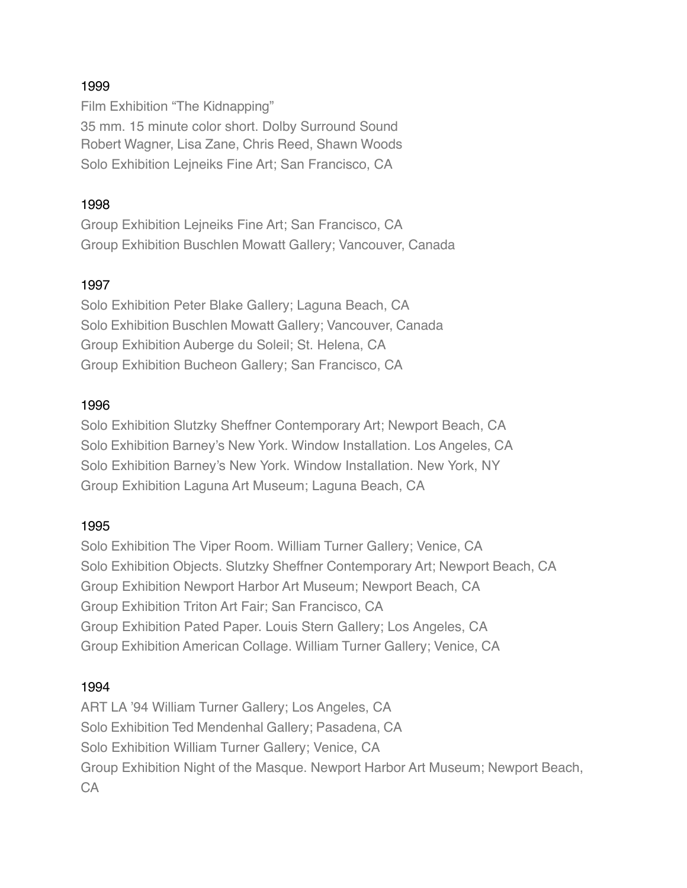1999

Film Exhibition “The Kidnapping”
35 mm. 15 minute color short. Dolby Surround Sound
Robert Wagner, Lisa Zane, Chris Reed, Shawn Woods
Solo Exhibition Lejneiks Fine Art; San Francisco, CA

1998

Group Exhibition Lejneiks Fine Art; San Francisco, CA
Group Exhibition Buschlen Mowatt Gallery; Vancouver, Canada

1997

Solo Exhibition Peter Blake Gallery; Laguna Beach, CA
Solo Exhibition Buschlen Mowatt Gallery; Vancouver, Canada
Group Exhibition Auberge du Soleil; St. Helena, CA
Group Exhibition Bucheon Gallery; San Francisco, CA

1996

Solo Exhibition Slutzky Sheffner Contemporary Art; Newport Beach, CA
Solo Exhibition Barney’s New York. Window Installation. Los Angeles, CA
Solo Exhibition Barney’s New York. Window Installation. New York, NY
Group Exhibition Laguna Art Museum; Laguna Beach, CA

1995

Solo Exhibition The Viper Room. William Turner Gallery; Venice, CA
Solo Exhibition Objects. Slutzky Sheffner Contemporary Art; Newport Beach, CA
Group Exhibition Newport Harbor Art Museum; Newport Beach, CA
Group Exhibition Triton Art Fair; San Francisco, CA
Group Exhibition Pated Paper. Louis Stern Gallery; Los Angeles, CA
Group Exhibition American Collage. William Turner Gallery; Venice, CA

1994

ART LA ’94 William Turner Gallery; Los Angeles, CA
Solo Exhibition Ted Mendenhal Gallery; Pasadena, CA
Solo Exhibition William Turner Gallery; Venice, CA
Group Exhibition Night of the Masque. Newport Harbor Art Museum; Newport Beach, CA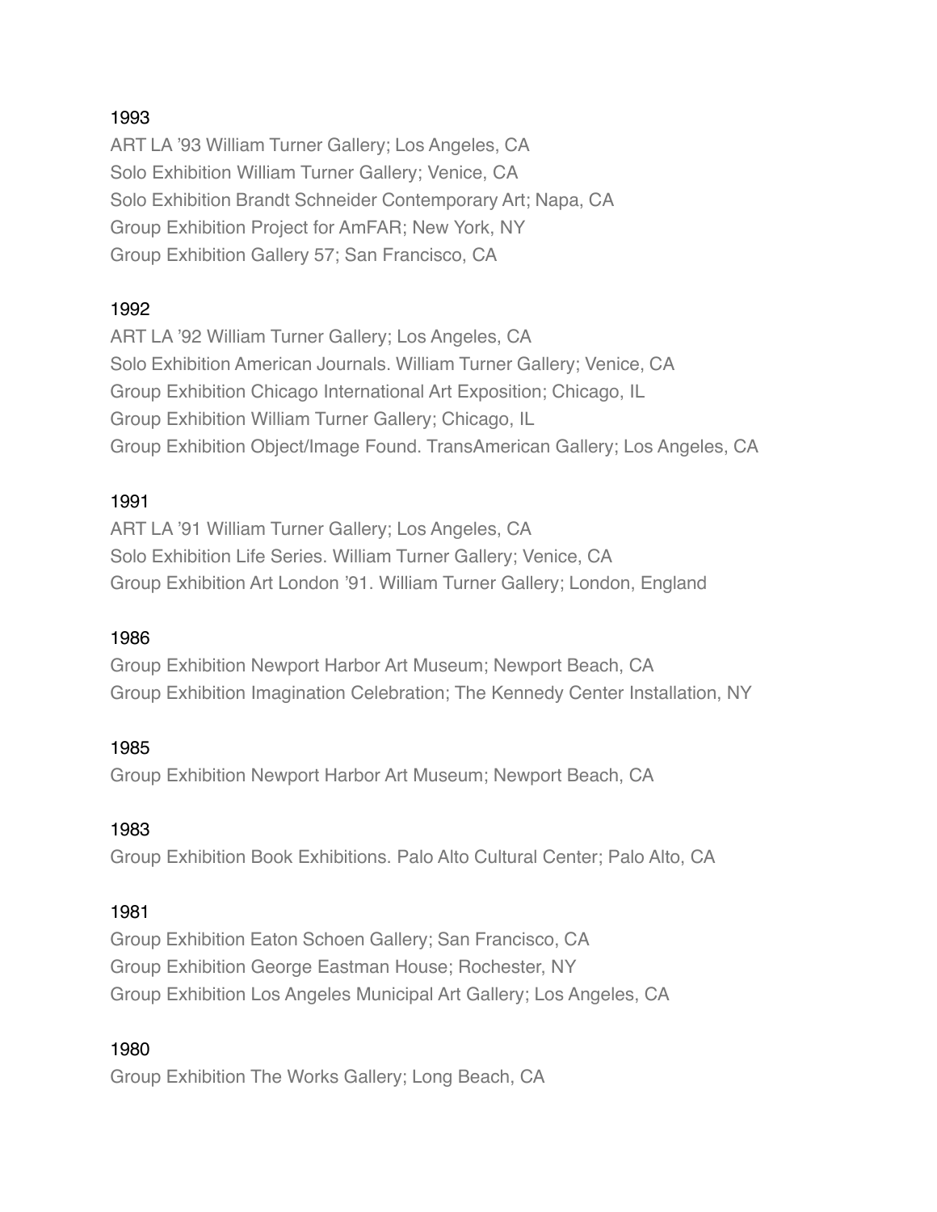1993

ART LA ’93 William Turner Gallery; Los Angeles, CA
Solo Exhibition William Turner Gallery; Venice, CA
Solo Exhibition Brandt Schneider Contemporary Art; Napa, CA
Group Exhibition Project for AmFAR; New York, NY
Group Exhibition Gallery 57; San Francisco, CA

1992

ART LA ’92 William Turner Gallery; Los Angeles, CA
Solo Exhibition American Journals. William Turner Gallery; Venice, CA
Group Exhibition Chicago International Art Exposition; Chicago, IL
Group Exhibition William Turner Gallery; Chicago, IL
Group Exhibition Object/Image Found. TransAmerican Gallery; Los Angeles, CA

1991

ART LA ’91 William Turner Gallery; Los Angeles, CA
Solo Exhibition Life Series. William Turner Gallery; Venice, CA
Group Exhibition Art London ’91. William Turner Gallery; London, England

1986

Group Exhibition Newport Harbor Art Museum; Newport Beach, CA
Group Exhibition Imagination Celebration; The Kennedy Center Installation, NY

1985

Group Exhibition Newport Harbor Art Museum; Newport Beach, CA

1983

Group Exhibition Book Exhibitions. Palo Alto Cultural Center; Palo Alto, CA

1981

Group Exhibition Eaton Schoen Gallery; San Francisco, CA
Group Exhibition George Eastman House; Rochester, NY
Group Exhibition Los Angeles Municipal Art Gallery; Los Angeles, CA

1980

Group Exhibition The Works Gallery; Long Beach, CA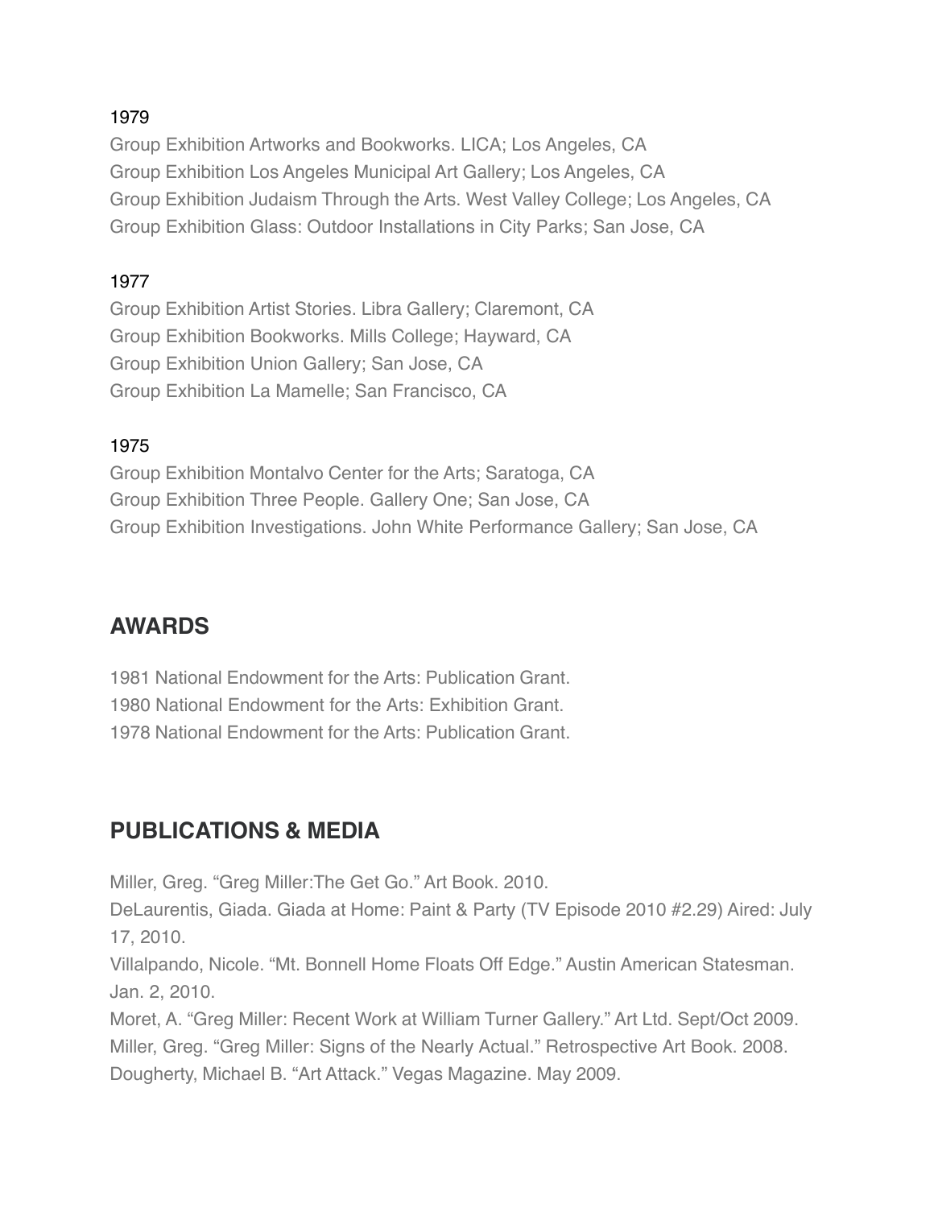1979

Group Exhibition Artworks and Bookworks. LICA; Los Angeles, CA
Group Exhibition Los Angeles Municipal Art Gallery; Los Angeles, CA
Group Exhibition Judaism Through the Arts. West Valley College; Los Angeles, CA
Group Exhibition Glass: Outdoor Installations in City Parks; San Jose, CA

1977

Group Exhibition Artist Stories. Libra Gallery; Claremont, CA
Group Exhibition Bookworks. Mills College; Hayward, CA
Group Exhibition Union Gallery; San Jose, CA
Group Exhibition La Mamelle; San Francisco, CA

1975

Group Exhibition Montalvo Center for the Arts; Saratoga, CA
Group Exhibition Three People. Gallery One; San Jose, CA
Group Exhibition Investigations. John White Performance Gallery; San Jose, CA

## AWARDS

1981 National Endowment for the Arts: Publication Grant.
1980 National Endowment for the Arts: Exhibition Grant.
1978 National Endowment for the Arts: Publication Grant.

## PUBLICATIONS & MEDIA

Miller, Greg. "Greg Miller:The Get Go." Art Book. 2010.
DeLaurentis, Giada. Giada at Home: Paint & Party (TV Episode 2010 #2.29) Aired: July 17, 2010.
Villalpando, Nicole. "Mt. Bonnell Home Floats Off Edge." Austin American Statesman. Jan. 2, 2010.
Moret, A. "Greg Miller: Recent Work at William Turner Gallery." Art Ltd. Sept/Oct 2009.
Miller, Greg. "Greg Miller: Signs of the Nearly Actual." Retrospective Art Book. 2008.
Dougherty, Michael B. "Art Attack." Vegas Magazine. May 2009.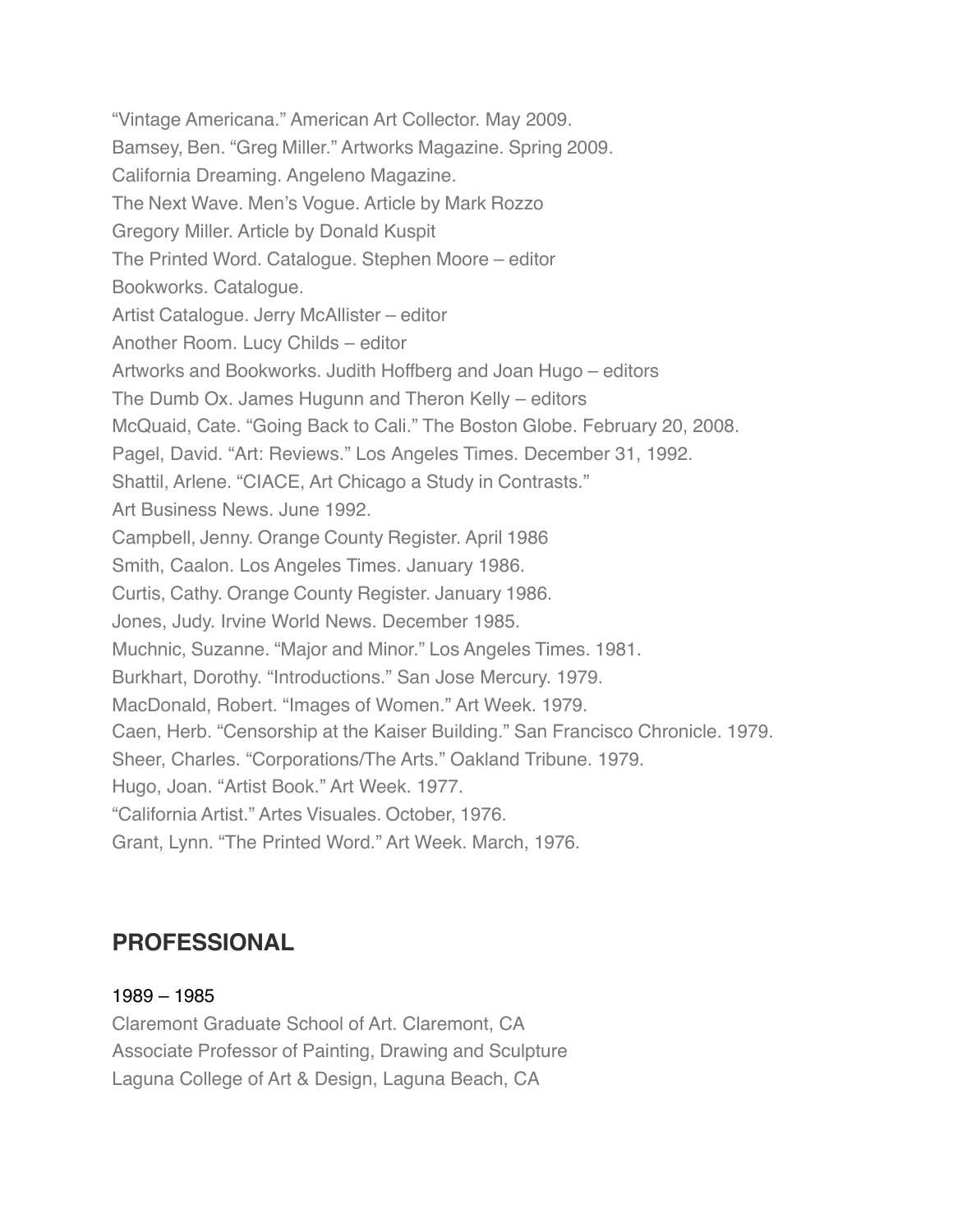"Vintage Americana." American Art Collector. May 2009.

Bamsey, Ben. "Greg Miller." Artworks Magazine. Spring 2009.

California Dreaming. Angeleno Magazine.

The Next Wave. Men's Vogue. Article by Mark Rozzo

Gregory Miller. Article by Donald Kuspit

The Printed Word. Catalogue. Stephen Moore – editor

Bookworks. Catalogue.

Artist Catalogue. Jerry McAllister – editor

Another Room. Lucy Childs – editor

Artworks and Bookworks. Judith Hoffberg and Joan Hugo – editors

The Dumb Ox. James Hugunn and Theron Kelly – editors

McQuaid, Cate. "Going Back to Cali." The Boston Globe. February 20, 2008.

Pagel, David. "Art: Reviews." Los Angeles Times. December 31, 1992.

Shattil, Arlene. "CIACE, Art Chicago a Study in Contrasts."
Art Business News. June 1992.

Campbell, Jenny. Orange County Register. April 1986

Smith, Caalon. Los Angeles Times. January 1986.

Curtis, Cathy. Orange County Register. January 1986.

Jones, Judy. Irvine World News. December 1985.

Muchnic, Suzanne. "Major and Minor." Los Angeles Times. 1981.

Burkhart, Dorothy. "Introductions." San Jose Mercury. 1979.

MacDonald, Robert. "Images of Women." Art Week. 1979.

Caen, Herb. "Censorship at the Kaiser Building." San Francisco Chronicle. 1979.

Sheer, Charles. "Corporations/The Arts." Oakland Tribune. 1979.

Hugo, Joan. "Artist Book." Art Week. 1977.

"California Artist." Artes Visuales. October, 1976.

Grant, Lynn. "The Printed Word." Art Week. March, 1976.

## PROFESSIONAL

1989 – 1985

Claremont Graduate School of Art. Claremont, CA

Associate Professor of Painting, Drawing and Sculpture

Laguna College of Art & Design, Laguna Beach, CA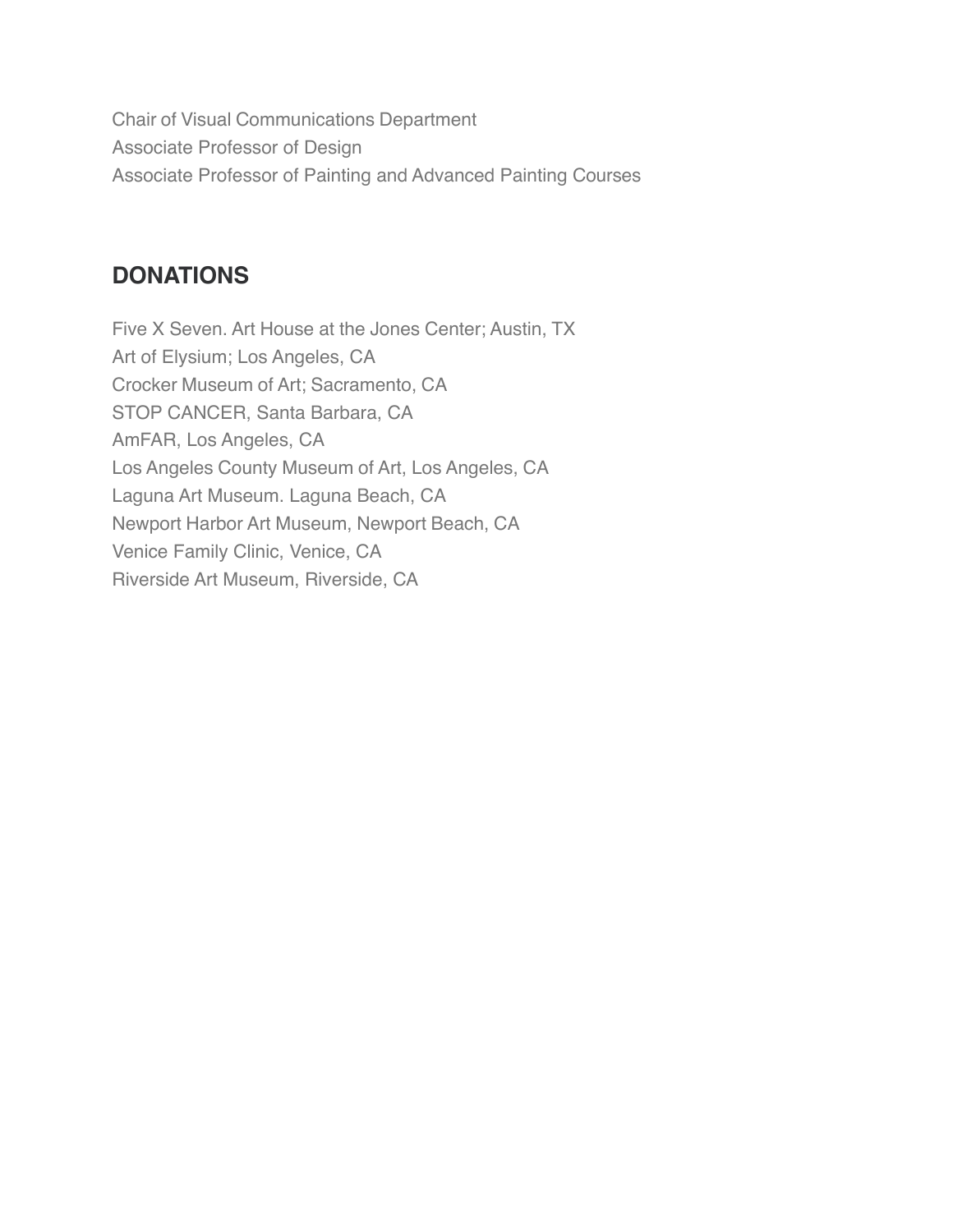Chair of Visual Communications Department
Associate Professor of Design
Associate Professor of Painting and Advanced Painting Courses

## DONATIONS

Five X Seven. Art House at the Jones Center; Austin, TX
Art of Elysium; Los Angeles, CA
Crocker Museum of Art; Sacramento, CA
STOP CANCER, Santa Barbara, CA
AmFAR, Los Angeles, CA
Los Angeles County Museum of Art, Los Angeles, CA
Laguna Art Museum. Laguna Beach, CA
Newport Harbor Art Museum, Newport Beach, CA
Venice Family Clinic, Venice, CA
Riverside Art Museum, Riverside, CA